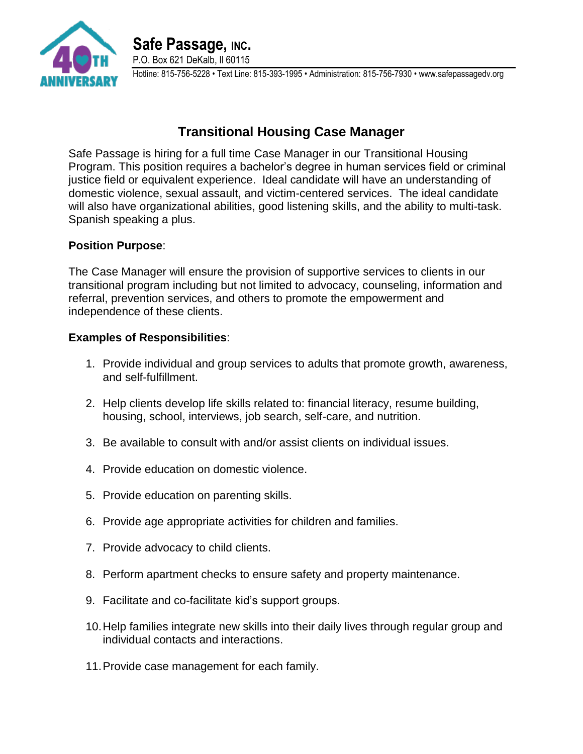**Safe Passage, INC.**
P.O. Box 621 DeKalb, Il 60115
Hotline: 815-756-5228 • Text Line: 815-393-1995 • Administration: 815-756-7930 • www.safepassagedv.org

# Transitional Housing Case Manager

Safe Passage is hiring for a full time Case Manager in our Transitional Housing Program. This position requires a bachelor's degree in human services field or criminal justice field or equivalent experience. Ideal candidate will have an understanding of domestic violence, sexual assault, and victim-centered services. The ideal candidate will also have organizational abilities, good listening skills, and the ability to multi-task. Spanish speaking a plus.

**Position Purpose**:

The Case Manager will ensure the provision of supportive services to clients in our transitional program including but not limited to advocacy, counseling, information and referral, prevention services, and others to promote the empowerment and independence of these clients.

**Examples of Responsibilities**:

1. Provide individual and group services to adults that promote growth, awareness, and self-fulfillment.
2. Help clients develop life skills related to: financial literacy, resume building, housing, school, interviews, job search, self-care, and nutrition.
3. Be available to consult with and/or assist clients on individual issues.
4. Provide education on domestic violence.
5. Provide education on parenting skills.
6. Provide age appropriate activities for children and families.
7. Provide advocacy to child clients.
8. Perform apartment checks to ensure safety and property maintenance.
9. Facilitate and co-facilitate kid's support groups.
10. Help families integrate new skills into their daily lives through regular group and individual contacts and interactions.
11. Provide case management for each family.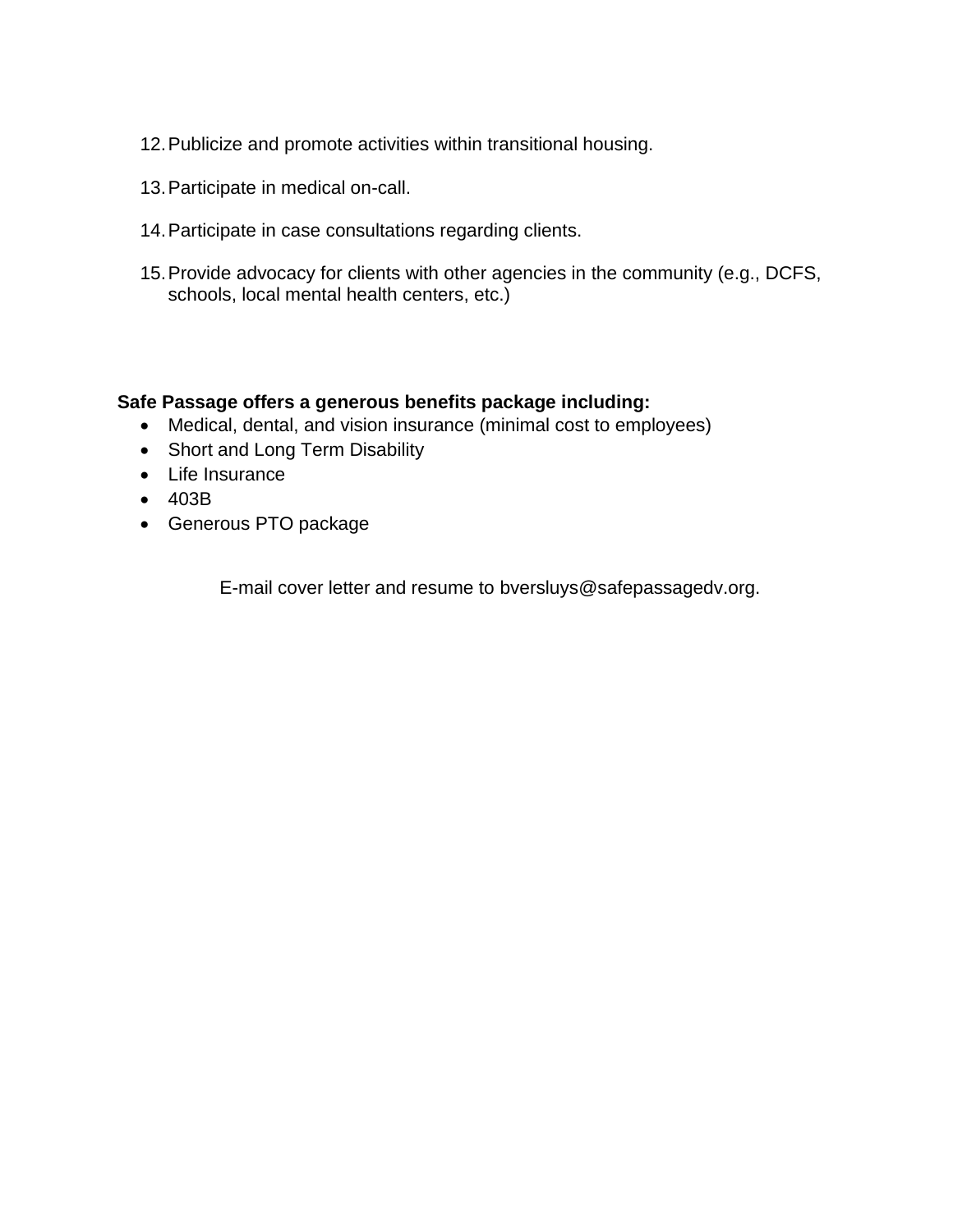12. Publicize and promote activities within transitional housing.

13. Participate in medical on-call.

14. Participate in case consultations regarding clients.

15. Provide advocacy for clients with other agencies in the community (e.g., DCFS, schools, local mental health centers, etc.)

**Safe Passage offers a generous benefits package including:**

- Medical, dental, and vision insurance (minimal cost to employees)
- Short and Long Term Disability
- Life Insurance
- 403B
- Generous PTO package

E-mail cover letter and resume to bversluys@safepassagedv.org.